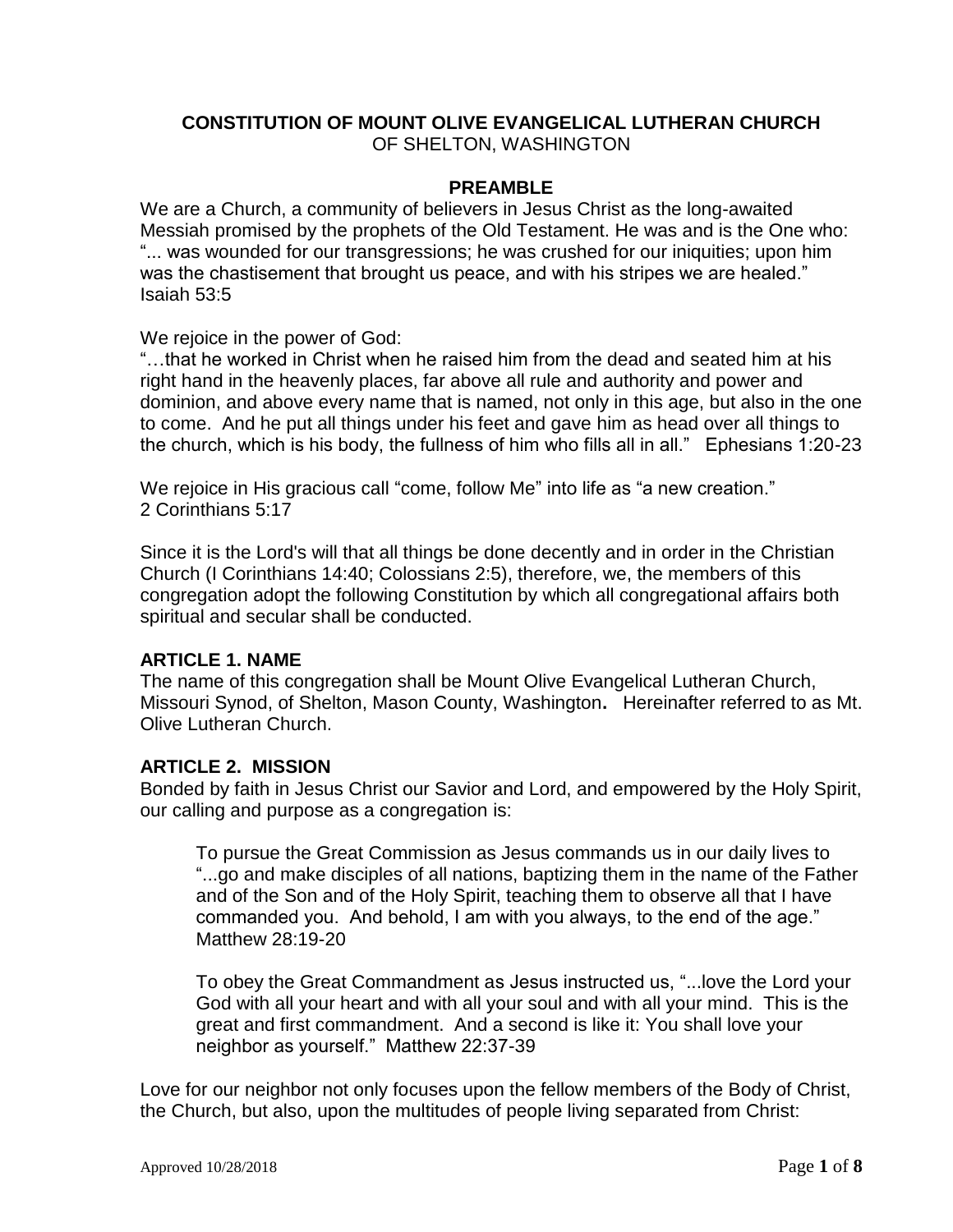# CONSTITUTION OF MOUNT OLIVE EVANGELICAL LUTHERAN CHURCH
OF SHELTON, WASHINGTON

## PREAMBLE

We are a Church, a community of believers in Jesus Christ as the long-awaited Messiah promised by the prophets of the Old Testament. He was and is the One who: "... was wounded for our transgressions; he was crushed for our iniquities; upon him was the chastisement that brought us peace, and with his stripes we are healed." Isaiah 53:5

We rejoice in the power of God:
"…that he worked in Christ when he raised him from the dead and seated him at his right hand in the heavenly places, far above all rule and authority and power and dominion, and above every name that is named, not only in this age, but also in the one to come. And he put all things under his feet and gave him as head over all things to the church, which is his body, the fullness of him who fills all in all." Ephesians 1:20-23

We rejoice in His gracious call "come, follow Me" into life as "a new creation." 2 Corinthians 5:17

Since it is the Lord's will that all things be done decently and in order in the Christian Church (I Corinthians 14:40; Colossians 2:5), therefore, we, the members of this congregation adopt the following Constitution by which all congregational affairs both spiritual and secular shall be conducted.

## ARTICLE 1. NAME

The name of this congregation shall be Mount Olive Evangelical Lutheran Church, Missouri Synod, of Shelton, Mason County, Washington**.** Hereinafter referred to as Mt. Olive Lutheran Church.

## ARTICLE 2. MISSION

Bonded by faith in Jesus Christ our Savior and Lord, and empowered by the Holy Spirit, our calling and purpose as a congregation is:

> To pursue the Great Commission as Jesus commands us in our daily lives to "...go and make disciples of all nations, baptizing them in the name of the Father and of the Son and of the Holy Spirit, teaching them to observe all that I have commanded you. And behold, I am with you always, to the end of the age." Matthew 28:19-20
>
> To obey the Great Commandment as Jesus instructed us, "...love the Lord your God with all your heart and with all your soul and with all your mind. This is the great and first commandment. And a second is like it: You shall love your neighbor as yourself." Matthew 22:37-39

Love for our neighbor not only focuses upon the fellow members of the Body of Christ, the Church, but also, upon the multitudes of people living separated from Christ:

Approved 10/28/2018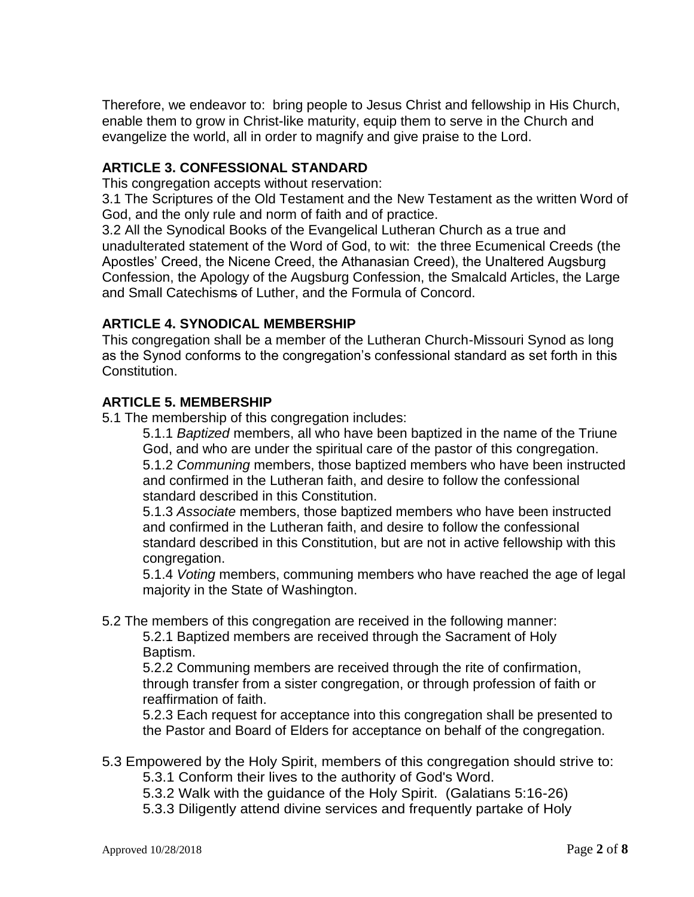Therefore, we endeavor to: bring people to Jesus Christ and fellowship in His Church, enable them to grow in Christ-like maturity, equip them to serve in the Church and evangelize the world, all in order to magnify and give praise to the Lord.

### ARTICLE 3. CONFESSIONAL STANDARD

This congregation accepts without reservation:

3.1 The Scriptures of the Old Testament and the New Testament as the written Word of God, and the only rule and norm of faith and of practice.

3.2 All the Synodical Books of the Evangelical Lutheran Church as a true and unadulterated statement of the Word of God, to wit: the three Ecumenical Creeds (the Apostles' Creed, the Nicene Creed, the Athanasian Creed), the Unaltered Augsburg Confession, the Apology of the Augsburg Confession, the Smalcald Articles, the Large and Small Catechisms of Luther, and the Formula of Concord.

### ARTICLE 4. SYNODICAL MEMBERSHIP

This congregation shall be a member of the Lutheran Church-Missouri Synod as long as the Synod conforms to the congregation's confessional standard as set forth in this Constitution.

### ARTICLE 5. MEMBERSHIP

5.1 The membership of this congregation includes:

5.1.1 *Baptized* members, all who have been baptized in the name of the Triune God, and who are under the spiritual care of the pastor of this congregation.

5.1.2 *Communing* members, those baptized members who have been instructed and confirmed in the Lutheran faith, and desire to follow the confessional standard described in this Constitution.

5.1.3 *Associate* members, those baptized members who have been instructed and confirmed in the Lutheran faith, and desire to follow the confessional standard described in this Constitution, but are not in active fellowship with this congregation.

5.1.4 *Voting* members, communing members who have reached the age of legal majority in the State of Washington.

5.2 The members of this congregation are received in the following manner:

5.2.1 Baptized members are received through the Sacrament of Holy Baptism.

5.2.2 Communing members are received through the rite of confirmation, through transfer from a sister congregation, or through profession of faith or reaffirmation of faith.

5.2.3 Each request for acceptance into this congregation shall be presented to the Pastor and Board of Elders for acceptance on behalf of the congregation.

5.3 Empowered by the Holy Spirit, members of this congregation should strive to:

5.3.1 Conform their lives to the authority of God's Word.

5.3.2 Walk with the guidance of the Holy Spirit. (Galatians 5:16-26)

5.3.3 Diligently attend divine services and frequently partake of Holy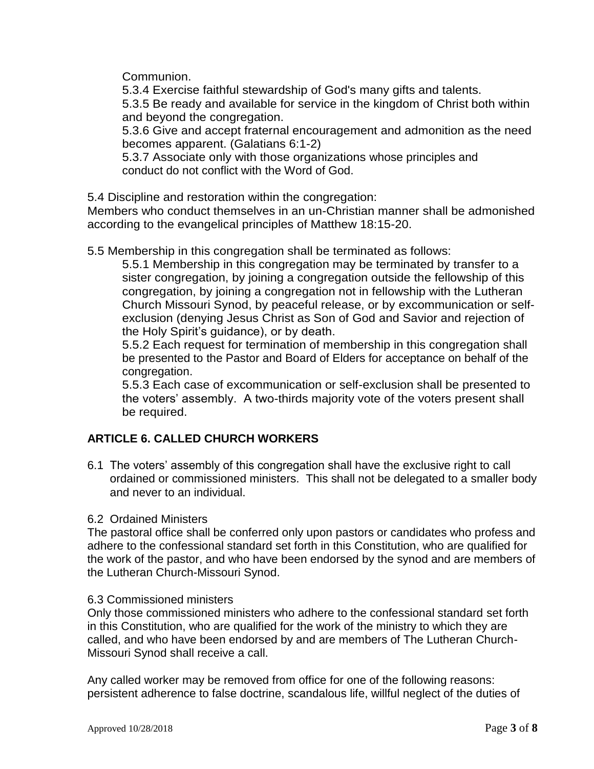Communion.

5.3.4 Exercise faithful stewardship of God's many gifts and talents.

5.3.5 Be ready and available for service in the kingdom of Christ both within and beyond the congregation.

5.3.6 Give and accept fraternal encouragement and admonition as the need becomes apparent. (Galatians 6:1-2)

5.3.7 Associate only with those organizations whose principles and conduct do not conflict with the Word of God.

5.4 Discipline and restoration within the congregation:
Members who conduct themselves in an un-Christian manner shall be admonished according to the evangelical principles of Matthew 18:15-20.

5.5 Membership in this congregation shall be terminated as follows:

5.5.1 Membership in this congregation may be terminated by transfer to a sister congregation, by joining a congregation outside the fellowship of this congregation, by joining a congregation not in fellowship with the Lutheran Church Missouri Synod, by peaceful release, or by excommunication or self-exclusion (denying Jesus Christ as Son of God and Savior and rejection of the Holy Spirit's guidance), or by death.

5.5.2 Each request for termination of membership in this congregation shall be presented to the Pastor and Board of Elders for acceptance on behalf of the congregation.

5.5.3 Each case of excommunication or self-exclusion shall be presented to the voters' assembly. A two-thirds majority vote of the voters present shall be required.

## ARTICLE 6. CALLED CHURCH WORKERS

6.1 The voters' assembly of this congregation shall have the exclusive right to call ordained or commissioned ministers. This shall not be delegated to a smaller body and never to an individual.

6.2 Ordained Ministers
The pastoral office shall be conferred only upon pastors or candidates who profess and adhere to the confessional standard set forth in this Constitution, who are qualified for the work of the pastor, and who have been endorsed by the synod and are members of the Lutheran Church-Missouri Synod.

6.3 Commissioned ministers
Only those commissioned ministers who adhere to the confessional standard set forth in this Constitution, who are qualified for the work of the ministry to which they are called, and who have been endorsed by and are members of The Lutheran Church-Missouri Synod shall receive a call.

Any called worker may be removed from office for one of the following reasons: persistent adherence to false doctrine, scandalous life, willful neglect of the duties of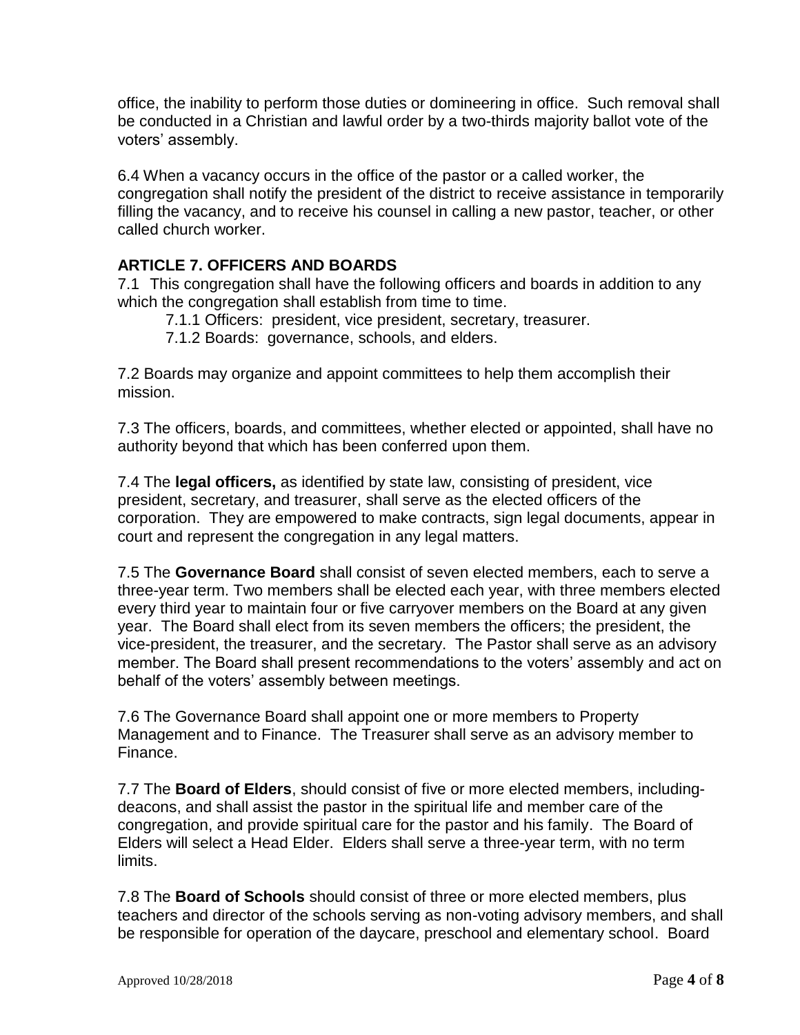office, the inability to perform those duties or domineering in office. Such removal shall be conducted in a Christian and lawful order by a two-thirds majority ballot vote of the voters' assembly.

6.4 When a vacancy occurs in the office of the pastor or a called worker, the congregation shall notify the president of the district to receive assistance in temporarily filling the vacancy, and to receive his counsel in calling a new pastor, teacher, or other called church worker.

## ARTICLE 7. OFFICERS AND BOARDS

7.1 This congregation shall have the following officers and boards in addition to any which the congregation shall establish from time to time.

- 7.1.1 Officers: president, vice president, secretary, treasurer.
- 7.1.2 Boards: governance, schools, and elders.

7.2 Boards may organize and appoint committees to help them accomplish their mission.

7.3 The officers, boards, and committees, whether elected or appointed, shall have no authority beyond that which has been conferred upon them.

7.4 The **legal officers,** as identified by state law, consisting of president, vice president, secretary, and treasurer, shall serve as the elected officers of the corporation. They are empowered to make contracts, sign legal documents, appear in court and represent the congregation in any legal matters.

7.5 The **Governance Board** shall consist of seven elected members, each to serve a three-year term. Two members shall be elected each year, with three members elected every third year to maintain four or five carryover members on the Board at any given year. The Board shall elect from its seven members the officers; the president, the vice-president, the treasurer, and the secretary. The Pastor shall serve as an advisory member. The Board shall present recommendations to the voters' assembly and act on behalf of the voters' assembly between meetings.

7.6 The Governance Board shall appoint one or more members to Property Management and to Finance. The Treasurer shall serve as an advisory member to Finance.

7.7 The **Board of Elders**, should consist of five or more elected members, including-deacons, and shall assist the pastor in the spiritual life and member care of the congregation, and provide spiritual care for the pastor and his family. The Board of Elders will select a Head Elder. Elders shall serve a three-year term, with no term limits.

7.8 The **Board of Schools** should consist of three or more elected members, plus teachers and director of the schools serving as non-voting advisory members, and shall be responsible for operation of the daycare, preschool and elementary school. Board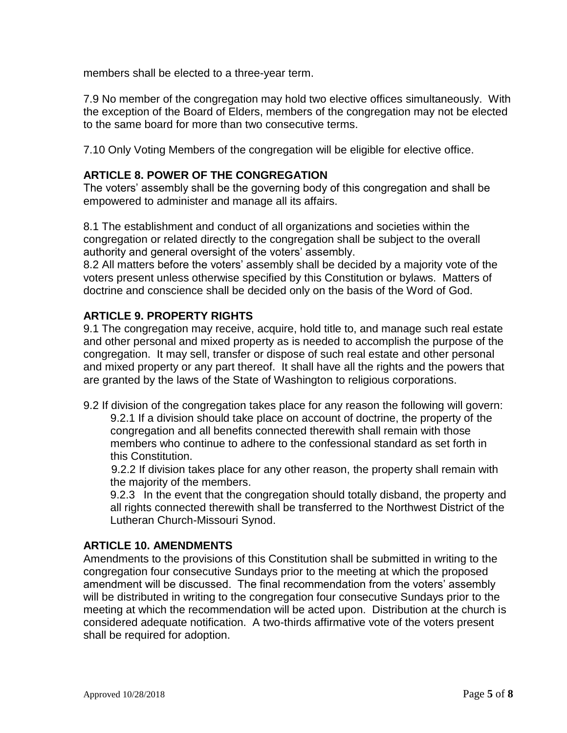members shall be elected to a three-year term.

7.9 No member of the congregation may hold two elective offices simultaneously. With the exception of the Board of Elders, members of the congregation may not be elected to the same board for more than two consecutive terms.

7.10 Only Voting Members of the congregation will be eligible for elective office.

## ARTICLE 8. POWER OF THE CONGREGATION

The voters' assembly shall be the governing body of this congregation and shall be empowered to administer and manage all its affairs.

8.1 The establishment and conduct of all organizations and societies within the congregation or related directly to the congregation shall be subject to the overall authority and general oversight of the voters' assembly.
8.2 All matters before the voters' assembly shall be decided by a majority vote of the voters present unless otherwise specified by this Constitution or bylaws. Matters of doctrine and conscience shall be decided only on the basis of the Word of God.

## ARTICLE 9. PROPERTY RIGHTS

9.1 The congregation may receive, acquire, hold title to, and manage such real estate and other personal and mixed property as is needed to accomplish the purpose of the congregation. It may sell, transfer or dispose of such real estate and other personal and mixed property or any part thereof. It shall have all the rights and the powers that are granted by the laws of the State of Washington to religious corporations.

9.2 If division of the congregation takes place for any reason the following will govern:

- 9.2.1 If a division should take place on account of doctrine, the property of the congregation and all benefits connected therewith shall remain with those members who continue to adhere to the confessional standard as set forth in this Constitution.
- 9.2.2 If division takes place for any other reason, the property shall remain with the majority of the members.
- 9.2.3 In the event that the congregation should totally disband, the property and all rights connected therewith shall be transferred to the Northwest District of the Lutheran Church-Missouri Synod.

## ARTICLE 10. AMENDMENTS

Amendments to the provisions of this Constitution shall be submitted in writing to the congregation four consecutive Sundays prior to the meeting at which the proposed amendment will be discussed. The final recommendation from the voters' assembly will be distributed in writing to the congregation four consecutive Sundays prior to the meeting at which the recommendation will be acted upon. Distribution at the church is considered adequate notification. A two-thirds affirmative vote of the voters present shall be required for adoption.

Approved 10/28/2018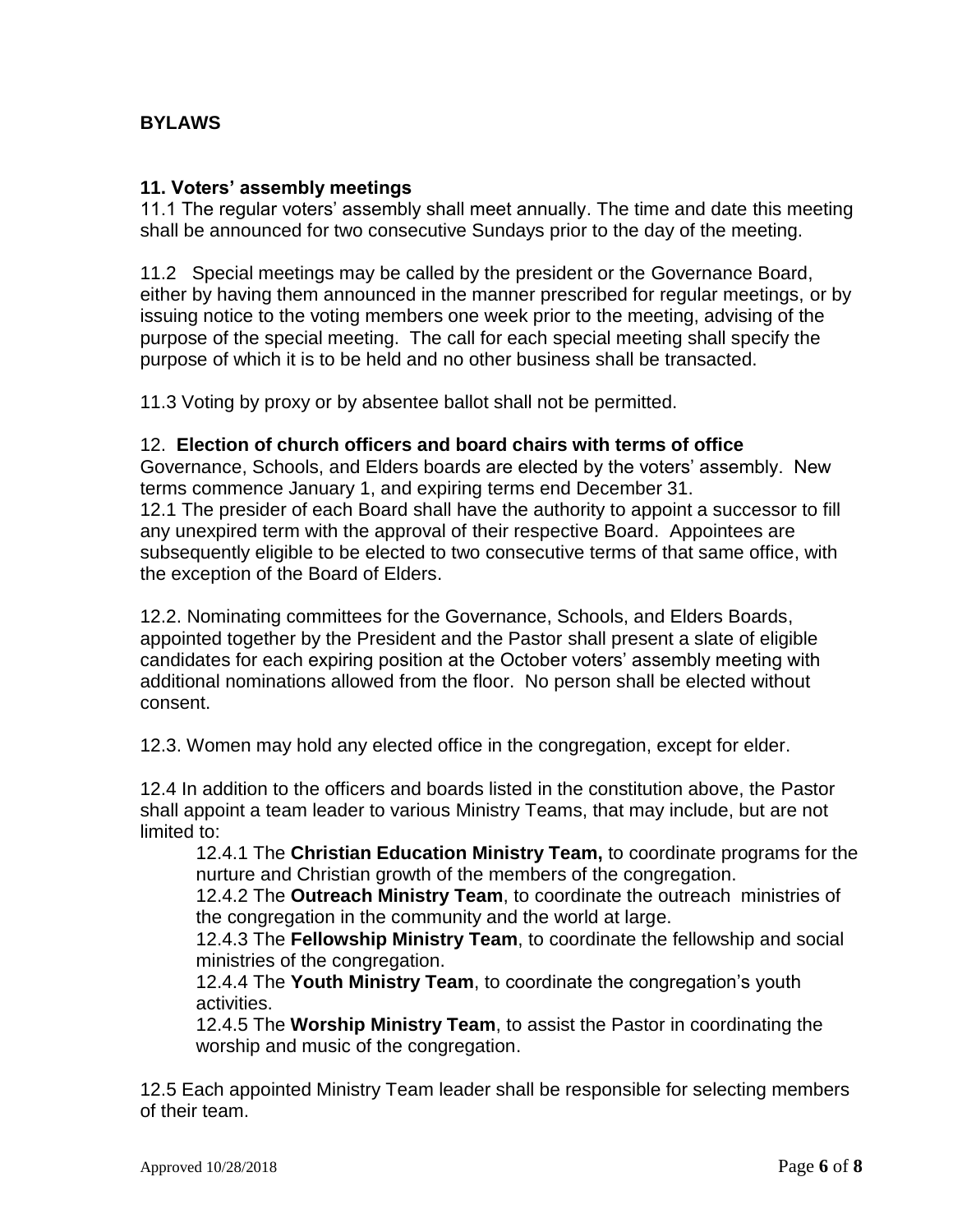## BYLAWS

### 11. Voters' assembly meetings

11.1 The regular voters' assembly shall meet annually. The time and date this meeting shall be announced for two consecutive Sundays prior to the day of the meeting.

11.2 Special meetings may be called by the president or the Governance Board, either by having them announced in the manner prescribed for regular meetings, or by issuing notice to the voting members one week prior to the meeting, advising of the purpose of the special meeting. The call for each special meeting shall specify the purpose of which it is to be held and no other business shall be transacted.

11.3 Voting by proxy or by absentee ballot shall not be permitted.

### 12. Election of church officers and board chairs with terms of office

Governance, Schools, and Elders boards are elected by the voters' assembly. New terms commence January 1, and expiring terms end December 31.

12.1 The presider of each Board shall have the authority to appoint a successor to fill any unexpired term with the approval of their respective Board. Appointees are subsequently eligible to be elected to two consecutive terms of that same office, with the exception of the Board of Elders.

12.2. Nominating committees for the Governance, Schools, and Elders Boards, appointed together by the President and the Pastor shall present a slate of eligible candidates for each expiring position at the October voters' assembly meeting with additional nominations allowed from the floor. No person shall be elected without consent.

12.3. Women may hold any elected office in the congregation, except for elder.

12.4 In addition to the officers and boards listed in the constitution above, the Pastor shall appoint a team leader to various Ministry Teams, that may include, but are not limited to:

- 12.4.1 The **Christian Education Ministry Team,** to coordinate programs for the nurture and Christian growth of the members of the congregation.
- 12.4.2 The **Outreach Ministry Team**, to coordinate the outreach ministries of the congregation in the community and the world at large.
- 12.4.3 The **Fellowship Ministry Team**, to coordinate the fellowship and social ministries of the congregation.
- 12.4.4 The **Youth Ministry Team**, to coordinate the congregation's youth activities.
- 12.4.5 The **Worship Ministry Team**, to assist the Pastor in coordinating the worship and music of the congregation.

12.5 Each appointed Ministry Team leader shall be responsible for selecting members of their team.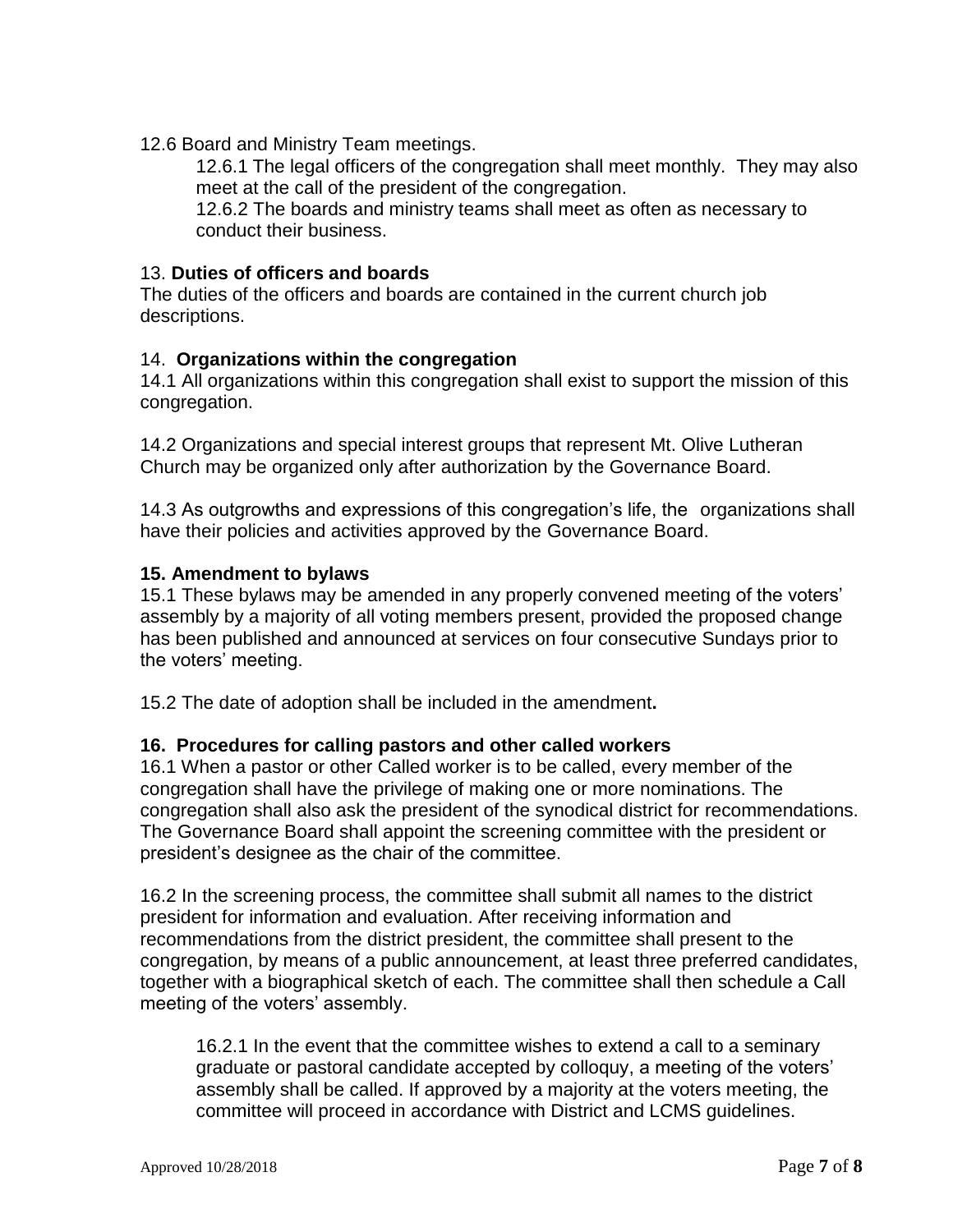12.6 Board and Ministry Team meetings.

12.6.1 The legal officers of the congregation shall meet monthly. They may also meet at the call of the president of the congregation.

12.6.2 The boards and ministry teams shall meet as often as necessary to conduct their business.

13. **Duties of officers and boards**

The duties of the officers and boards are contained in the current church job descriptions.

14. **Organizations within the congregation**

14.1 All organizations within this congregation shall exist to support the mission of this congregation.

14.2 Organizations and special interest groups that represent Mt. Olive Lutheran Church may be organized only after authorization by the Governance Board.

14.3 As outgrowths and expressions of this congregation's life, the organizations shall have their policies and activities approved by the Governance Board.

**15. Amendment to bylaws**

15.1 These bylaws may be amended in any properly convened meeting of the voters' assembly by a majority of all voting members present, provided the proposed change has been published and announced at services on four consecutive Sundays prior to the voters' meeting.

15.2 The date of adoption shall be included in the amendment**.**

**16. Procedures for calling pastors and other called workers**

16.1 When a pastor or other Called worker is to be called, every member of the congregation shall have the privilege of making one or more nominations. The congregation shall also ask the president of the synodical district for recommendations. The Governance Board shall appoint the screening committee with the president or president's designee as the chair of the committee.

16.2 In the screening process, the committee shall submit all names to the district president for information and evaluation. After receiving information and recommendations from the district president, the committee shall present to the congregation, by means of a public announcement, at least three preferred candidates, together with a biographical sketch of each. The committee shall then schedule a Call meeting of the voters' assembly.

16.2.1 In the event that the committee wishes to extend a call to a seminary graduate or pastoral candidate accepted by colloquy, a meeting of the voters' assembly shall be called. If approved by a majority at the voters meeting, the committee will proceed in accordance with District and LCMS guidelines.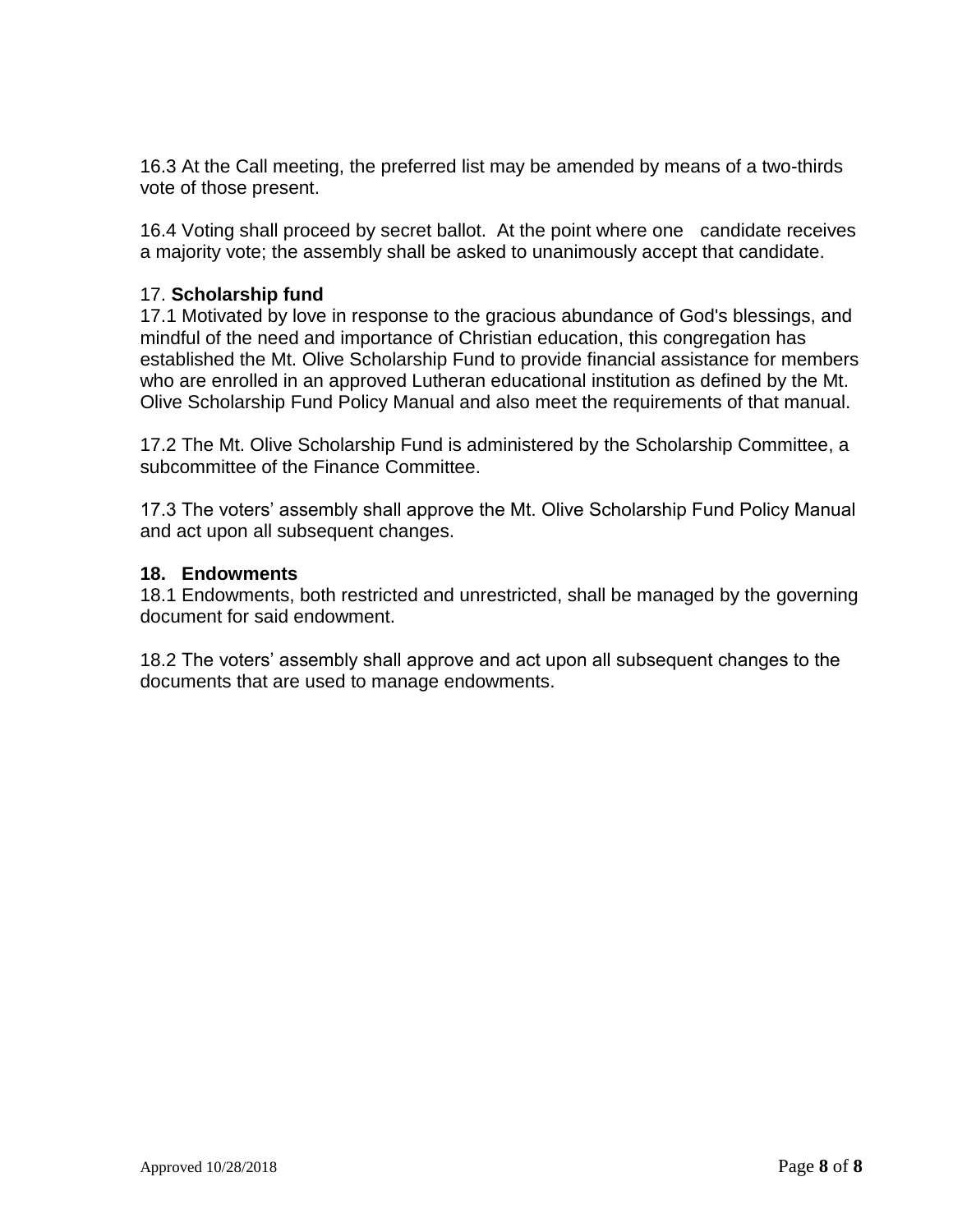16.3 At the Call meeting, the preferred list may be amended by means of a two-thirds vote of those present.

16.4 Voting shall proceed by secret ballot. At the point where one candidate receives a majority vote; the assembly shall be asked to unanimously accept that candidate.

17. **Scholarship fund**

17.1 Motivated by love in response to the gracious abundance of God's blessings, and mindful of the need and importance of Christian education, this congregation has established the Mt. Olive Scholarship Fund to provide financial assistance for members who are enrolled in an approved Lutheran educational institution as defined by the Mt. Olive Scholarship Fund Policy Manual and also meet the requirements of that manual.

17.2 The Mt. Olive Scholarship Fund is administered by the Scholarship Committee, a subcommittee of the Finance Committee.

17.3 The voters' assembly shall approve the Mt. Olive Scholarship Fund Policy Manual and act upon all subsequent changes.

**18. Endowments**

18.1 Endowments, both restricted and unrestricted, shall be managed by the governing document for said endowment.

18.2 The voters' assembly shall approve and act upon all subsequent changes to the documents that are used to manage endowments.

Approved 10/28/2018